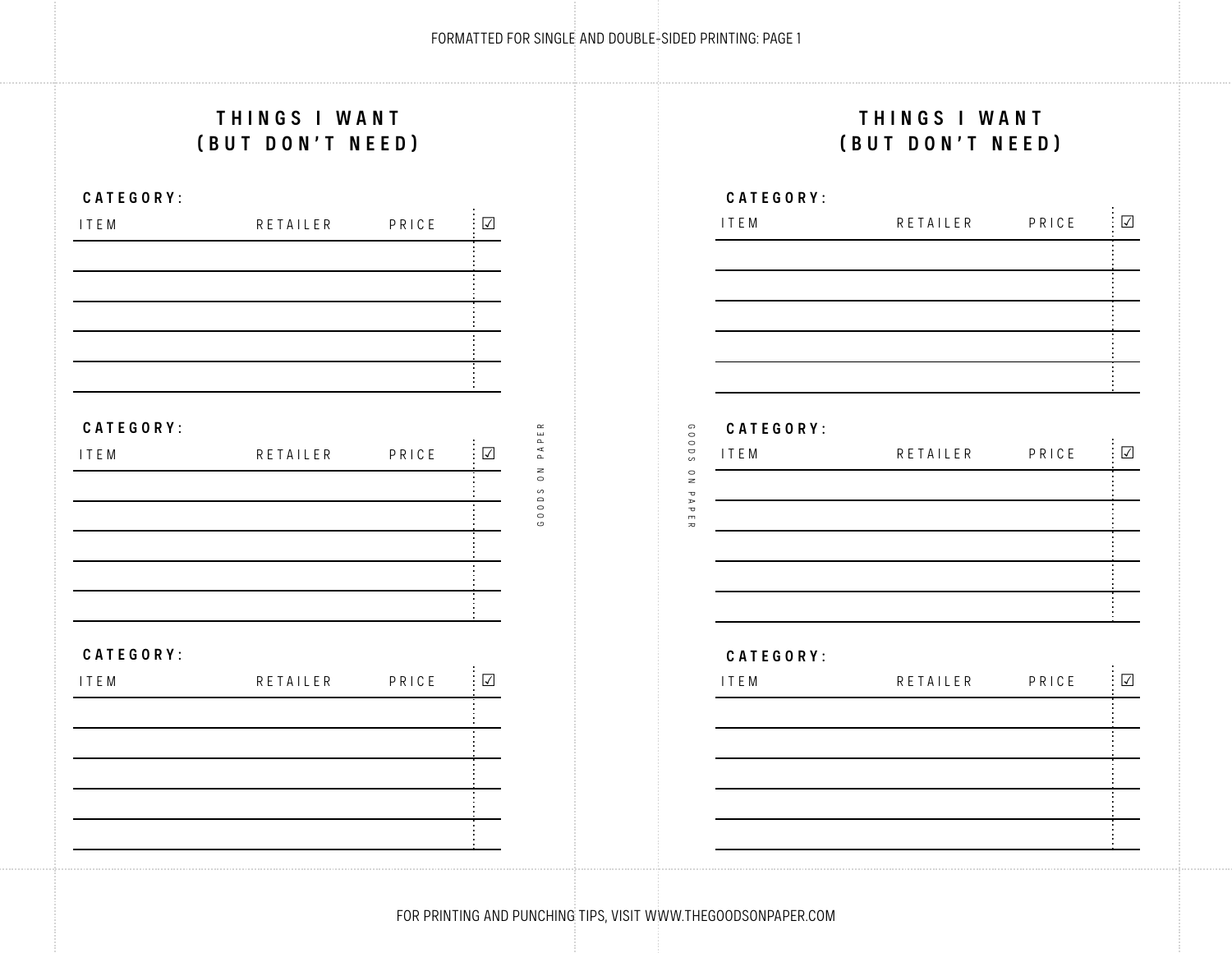FORMATTED FOR SINGLE AND DOUBLE-SIDED PRINTING: PAGE 1

## THINGS I WANT (BUT DON'T NEED)

**CATEGORY:**

| ITEM | RETAILER | PRICE | ☑ |
|---|---|---|---|
| | | | |
| | | | |
| | | | |
| | | | |
| | | | |

**CATEGORY:**

| ITEM | RETAILER | PRICE | ☑ |
|---|---|---|---|
| | | | |
| | | | |
| | | | |
| | | | |
| | | | |

**CATEGORY:**

| ITEM | RETAILER | PRICE | ☑ |
|---|---|---|---|
| | | | |
| | | | |
| | | | |
| | | | |
| | | | |

GOODS ON PAPER

## THINGS I WANT (BUT DON'T NEED)

**CATEGORY:**

| ITEM | RETAILER | PRICE | ☑ |
|---|---|---|---|
| | | | |
| | | | |
| | | | |
| | | | |
| | | | |

**CATEGORY:**

| ITEM | RETAILER | PRICE | ☑ |
|---|---|---|---|
| | | | |
| | | | |
| | | | |
| | | | |
| | | | |

**CATEGORY:**

| ITEM | RETAILER | PRICE | ☑ |
|---|---|---|---|
| | | | |
| | | | |
| | | | |
| | | | |
| | | | |

GOODS ON PAPER

FOR PRINTING AND PUNCHING TIPS, VISIT WWW.THEGOODSONPAPER.COM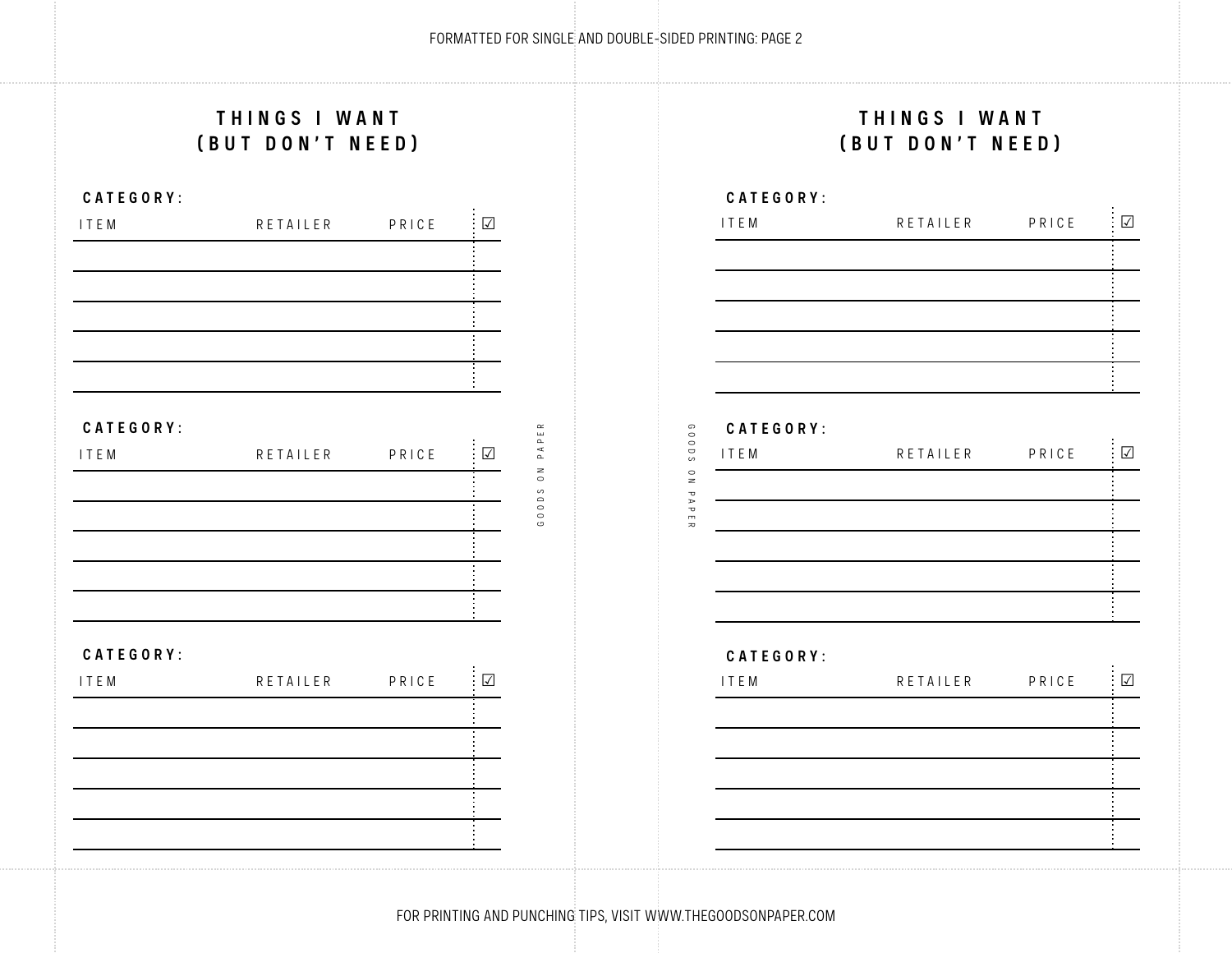FORMATTED FOR SINGLE AND DOUBLE-SIDED PRINTING: PAGE 2

## THINGS I WANT (BUT DON'T NEED)

**CATEGORY:**

| ITEM | RETAILER | PRICE | ☑ |
| --- | --- | --- | --- |
| | | | |
| | | | |
| | | | |
| | | | |
| | | | |

**CATEGORY:**

| ITEM | RETAILER | PRICE | ☑ |
| --- | --- | --- | --- |
| | | | |
| | | | |
| | | | |
| | | | |
| | | | |

**CATEGORY:**

| ITEM | RETAILER | PRICE | ☑ |
| --- | --- | --- | --- |
| | | | |
| | | | |
| | | | |
| | | | |
| | | | |

GOODS ON PAPER

GOODS ON PAPER

## THINGS I WANT (BUT DON'T NEED)

**CATEGORY:**

| ITEM | RETAILER | PRICE | ☑ |
| --- | --- | --- | --- |
| | | | |
| | | | |
| | | | |
| | | | |
| | | | |

**CATEGORY:**

| ITEM | RETAILER | PRICE | ☑ |
| --- | --- | --- | --- |
| | | | |
| | | | |
| | | | |
| | | | |
| | | | |

**CATEGORY:**

| ITEM | RETAILER | PRICE | ☑ |
| --- | --- | --- | --- |
| | | | |
| | | | |
| | | | |
| | | | |
| | | | |

FOR PRINTING AND PUNCHING TIPS, VISIT WWW.THEGOODSONPAPER.COM